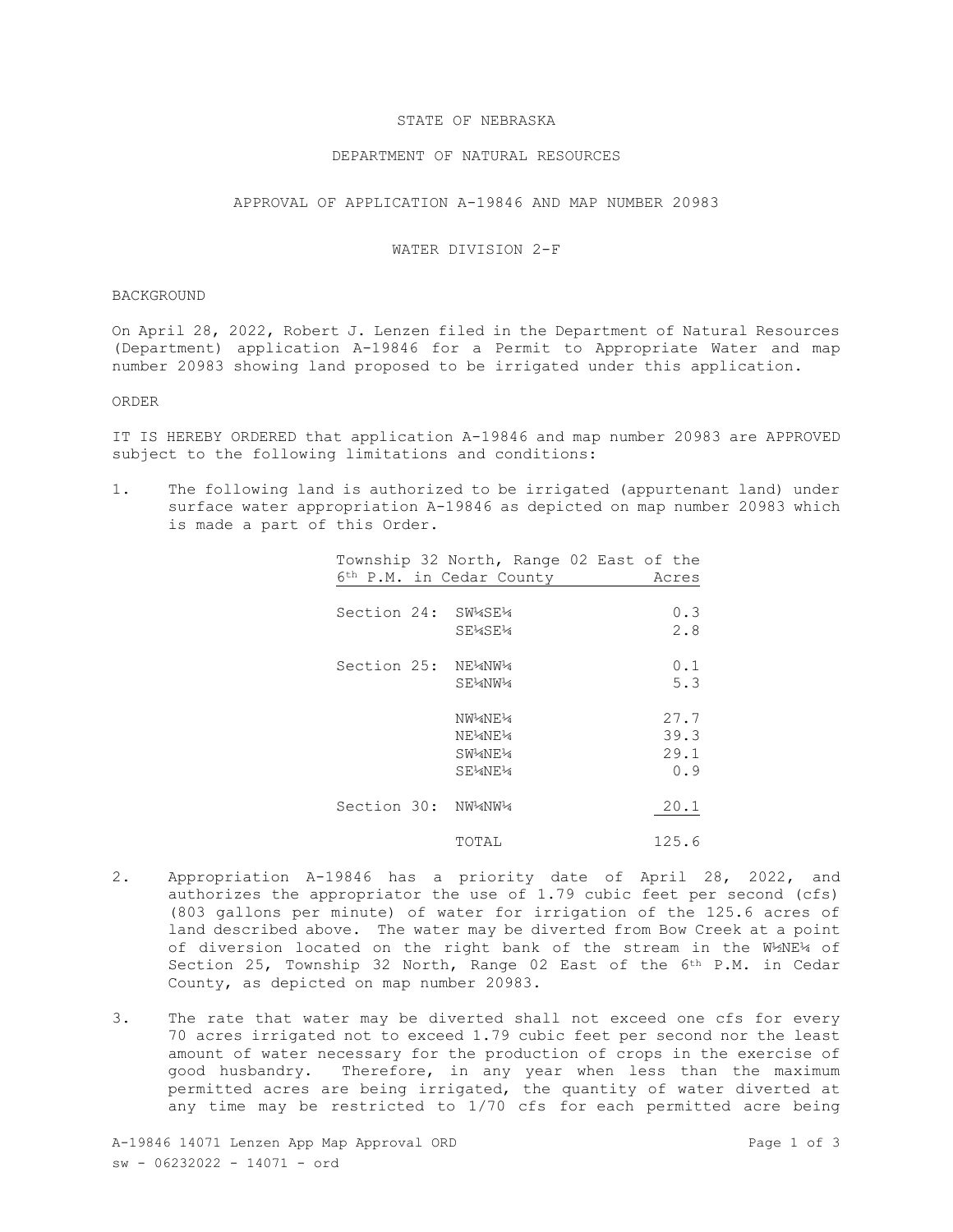# STATE OF NEBRASKA

## DEPARTMENT OF NATURAL RESOURCES

### APPROVAL OF APPLICATION A-19846 AND MAP NUMBER 20983

### WATER DIVISION 2-F

BACKGROUND

On April 28, 2022, Robert J. Lenzen filed in the Department of Natural Resources (Department) application A-19846 for a Permit to Appropriate Water and map number 20983 showing land proposed to be irrigated under this application.

ORDER

IT IS HEREBY ORDERED that application A-19846 and map number 20983 are APPROVED subject to the following limitations and conditions:

1. The following land is authorized to be irrigated (appurtenant land) under surface water appropriation A-19846 as depicted on map number 20983 which is made a part of this Order.

| Township 32 North, Range 02 East of the 6th P.M. in Cedar County | | Acres |
|---|---|---|
| Section 24: | SW¼SE¼ | 0.3 |
| | SE¼SE¼ | 2.8 |
| Section 25: | NE¼NW¼ | 0.1 |
| | SE¼NW¼ | 5.3 |
| | NW¼NE¼ | 27.7 |
| | NE¼NE¼ | 39.3 |
| | SW¼NE¼ | 29.1 |
| | SE¼NE¼ | 0.9 |
| Section 30: | NW¼NW¼ | 20.1 |
| | TOTAL | 125.6 |

2. Appropriation A-19846 has a priority date of April 28, 2022, and authorizes the appropriator the use of 1.79 cubic feet per second (cfs) (803 gallons per minute) of water for irrigation of the 125.6 acres of land described above. The water may be diverted from Bow Creek at a point of diversion located on the right bank of the stream in the W½NE¼ of Section 25, Township 32 North, Range 02 East of the 6th P.M. in Cedar County, as depicted on map number 20983.

3. The rate that water may be diverted shall not exceed one cfs for every 70 acres irrigated not to exceed 1.79 cubic feet per second nor the least amount of water necessary for the production of crops in the exercise of good husbandry. Therefore, in any year when less than the maximum permitted acres are being irrigated, the quantity of water diverted at any time may be restricted to 1/70 cfs for each permitted acre being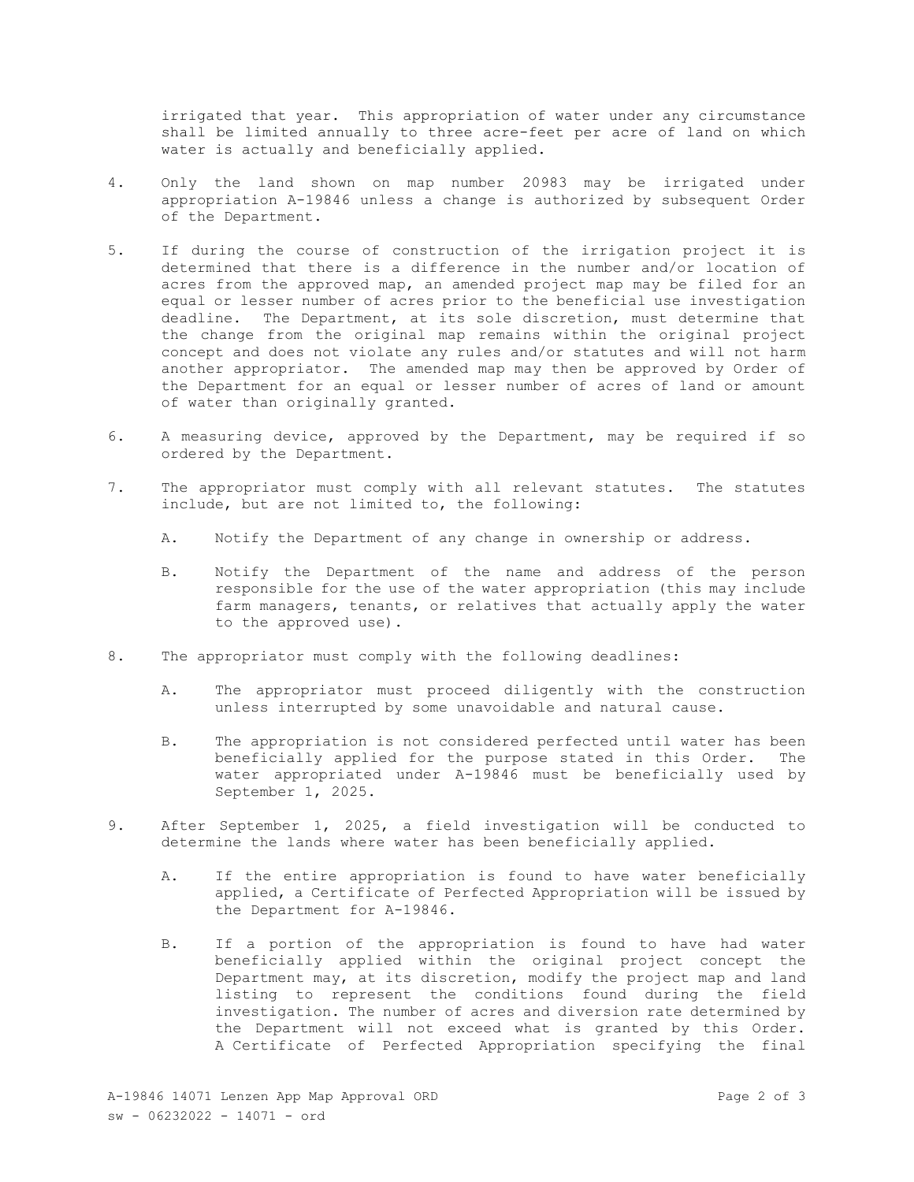irrigated that year. This appropriation of water under any circumstance shall be limited annually to three acre-feet per acre of land on which water is actually and beneficially applied.

4. Only the land shown on map number 20983 may be irrigated under appropriation A-19846 unless a change is authorized by subsequent Order of the Department.

5. If during the course of construction of the irrigation project it is determined that there is a difference in the number and/or location of acres from the approved map, an amended project map may be filed for an equal or lesser number of acres prior to the beneficial use investigation deadline. The Department, at its sole discretion, must determine that the change from the original map remains within the original project concept and does not violate any rules and/or statutes and will not harm another appropriator. The amended map may then be approved by Order of the Department for an equal or lesser number of acres of land or amount of water than originally granted.

6. A measuring device, approved by the Department, may be required if so ordered by the Department.

7. The appropriator must comply with all relevant statutes. The statutes include, but are not limited to, the following:

   A. Notify the Department of any change in ownership or address.

   B. Notify the Department of the name and address of the person responsible for the use of the water appropriation (this may include farm managers, tenants, or relatives that actually apply the water to the approved use).

8. The appropriator must comply with the following deadlines:

   A. The appropriator must proceed diligently with the construction unless interrupted by some unavoidable and natural cause.

   B. The appropriation is not considered perfected until water has been beneficially applied for the purpose stated in this Order. The water appropriated under A-19846 must be beneficially used by September 1, 2025.

9. After September 1, 2025, a field investigation will be conducted to determine the lands where water has been beneficially applied.

   A. If the entire appropriation is found to have water beneficially applied, a Certificate of Perfected Appropriation will be issued by the Department for A-19846.

   B. If a portion of the appropriation is found to have had water beneficially applied within the original project concept the Department may, at its discretion, modify the project map and land listing to represent the conditions found during the field investigation. The number of acres and diversion rate determined by the Department will not exceed what is granted by this Order. A Certificate of Perfected Appropriation specifying the final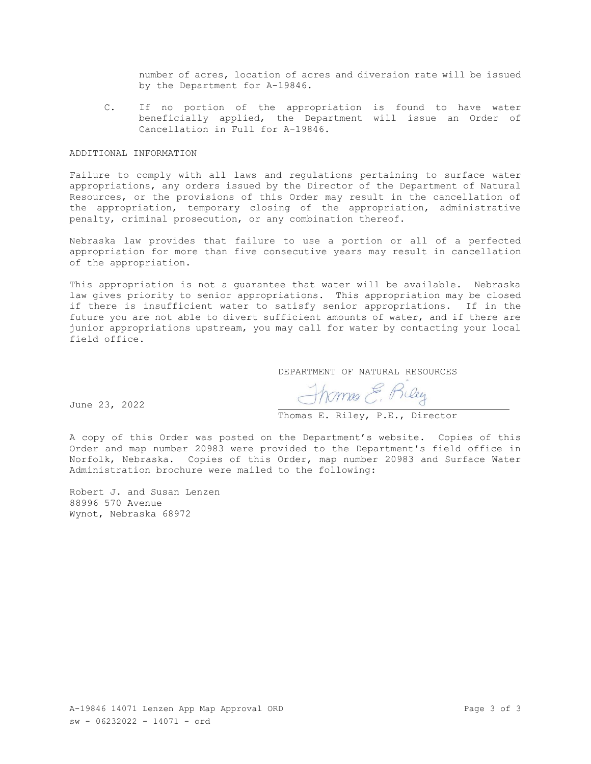number of acres, location of acres and diversion rate will be issued by the Department for A-19846.

C. If no portion of the appropriation is found to have water beneficially applied, the Department will issue an Order of Cancellation in Full for A-19846.

ADDITIONAL INFORMATION

Failure to comply with all laws and regulations pertaining to surface water appropriations, any orders issued by the Director of the Department of Natural Resources, or the provisions of this Order may result in the cancellation of the appropriation, temporary closing of the appropriation, administrative penalty, criminal prosecution, or any combination thereof.

Nebraska law provides that failure to use a portion or all of a perfected appropriation for more than five consecutive years may result in cancellation of the appropriation.

This appropriation is not a guarantee that water will be available. Nebraska law gives priority to senior appropriations. This appropriation may be closed if there is insufficient water to satisfy senior appropriations. If in the future you are not able to divert sufficient amounts of water, and if there are junior appropriations upstream, you may call for water by contacting your local field office.

DEPARTMENT OF NATURAL RESOURCES

June 23, 2022

Thomas E. Riley, P.E., Director

A copy of this Order was posted on the Department's website. Copies of this Order and map number 20983 were provided to the Department's field office in Norfolk, Nebraska. Copies of this Order, map number 20983 and Surface Water Administration brochure were mailed to the following:

Robert J. and Susan Lenzen
88996 570 Avenue
Wynot, Nebraska 68972

A-19846 14071 Lenzen App Map Approval ORD
sw - 06232022 - 14071 - ord